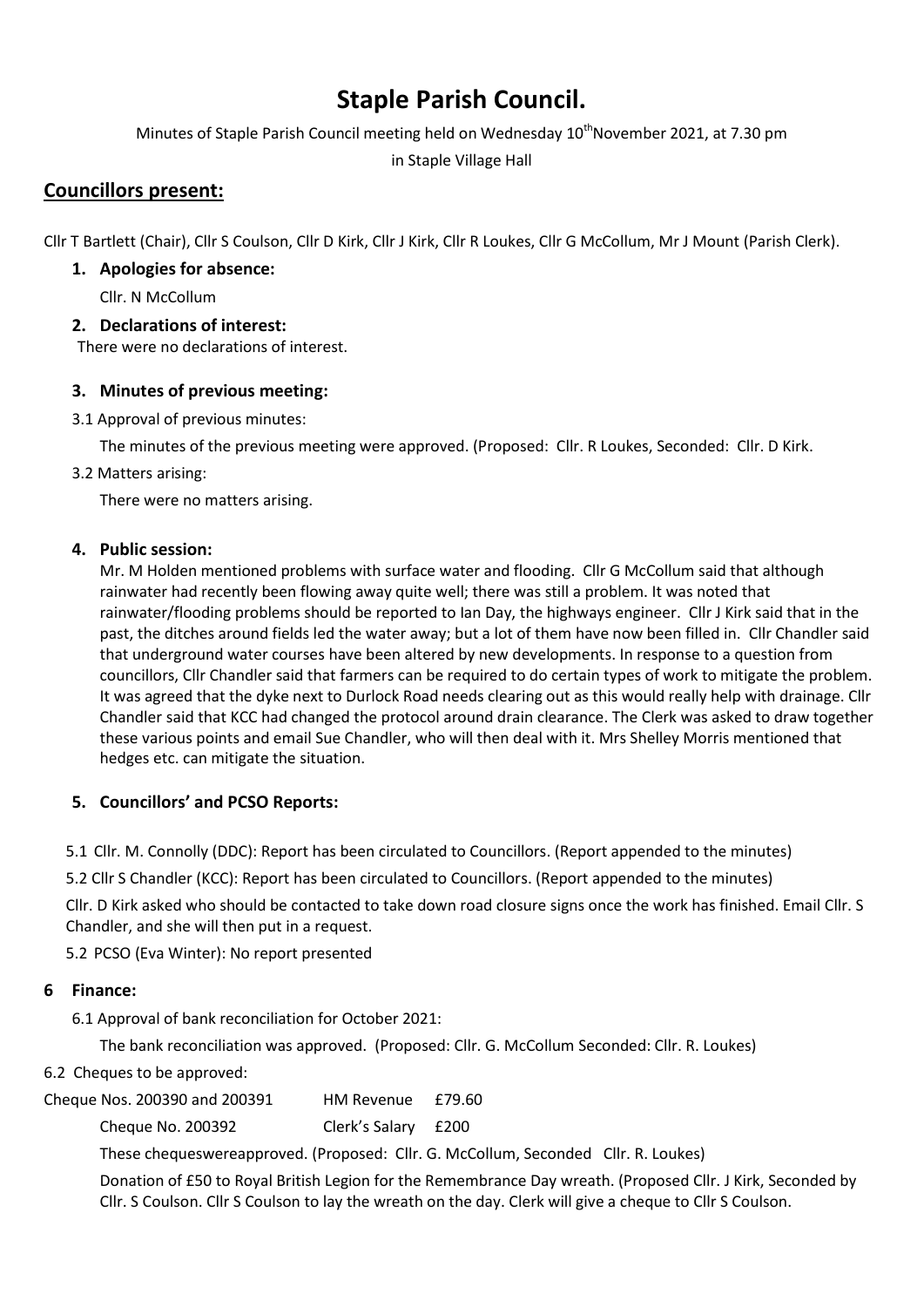# Staple Parish Council.

Minutes of Staple Parish Council meeting held on Wednesday 10th November 2021, at 7.30 pm

in Staple Village Hall

## Councillors present:

Cllr T Bartlett (Chair), Cllr S Coulson, Cllr D Kirk, Cllr J Kirk, Cllr R Loukes, Cllr G McCollum, Mr J Mount (Parish Clerk).

### 1. Apologies for absence:

Cllr. N McCollum

### 2. Declarations of interest:

There were no declarations of interest.

### 3. Minutes of previous meeting:

3.1 Approval of previous minutes:

The minutes of the previous meeting were approved. (Proposed: Cllr. R Loukes, Seconded: Cllr. D Kirk.

3.2 Matters arising:

There were no matters arising.

### 4. Public session:

Mr. M Holden mentioned problems with surface water and flooding. Cllr G McCollum said that although rainwater had recently been flowing away quite well; there was still a problem. It was noted that rainwater/flooding problems should be reported to Ian Day, the highways engineer. Cllr J Kirk said that in the past, the ditches around fields led the water away; but a lot of them have now been filled in. Cllr Chandler said that underground water courses have been altered by new developments. In response to a question from councillors, Cllr Chandler said that farmers can be required to do certain types of work to mitigate the problem. It was agreed that the dyke next to Durlock Road needs clearing out as this would really help with drainage. Cllr Chandler said that KCC had changed the protocol around drain clearance. The Clerk was asked to draw together these various points and email Sue Chandler, who will then deal with it. Mrs Shelley Morris mentioned that hedges etc. can mitigate the situation.

### 5. Councillors' and PCSO Reports:

5.1 Cllr. M. Connolly (DDC): Report has been circulated to Councillors. (Report appended to the minutes)

5.2 Cllr S Chandler (KCC): Report has been circulated to Councillors. (Report appended to the minutes)

Cllr. D Kirk asked who should be contacted to take down road closure signs once the work has finished. Email Cllr. S Chandler, and she will then put in a request.

5.2 PCSO (Eva Winter): No report presented

### 6 Finance:

6.1 Approval of bank reconciliation for October 2021:

The bank reconciliation was approved. (Proposed: Cllr. G. McCollum Seconded: Cllr. R. Loukes)

6.2 Cheques to be approved:

| | | |
|---|---|---|
| Cheque Nos. 200390 and 200391 | HM Revenue | £79.60 |
| Cheque No. 200392 | Clerk's Salary | £200 |

These chequeswereapproved. (Proposed: Cllr. G. McCollum, Seconded Cllr. R. Loukes)

Donation of £50 to Royal British Legion for the Remembrance Day wreath. (Proposed Cllr. J Kirk, Seconded by Cllr. S Coulson. Cllr S Coulson to lay the wreath on the day. Clerk will give a cheque to Cllr S Coulson.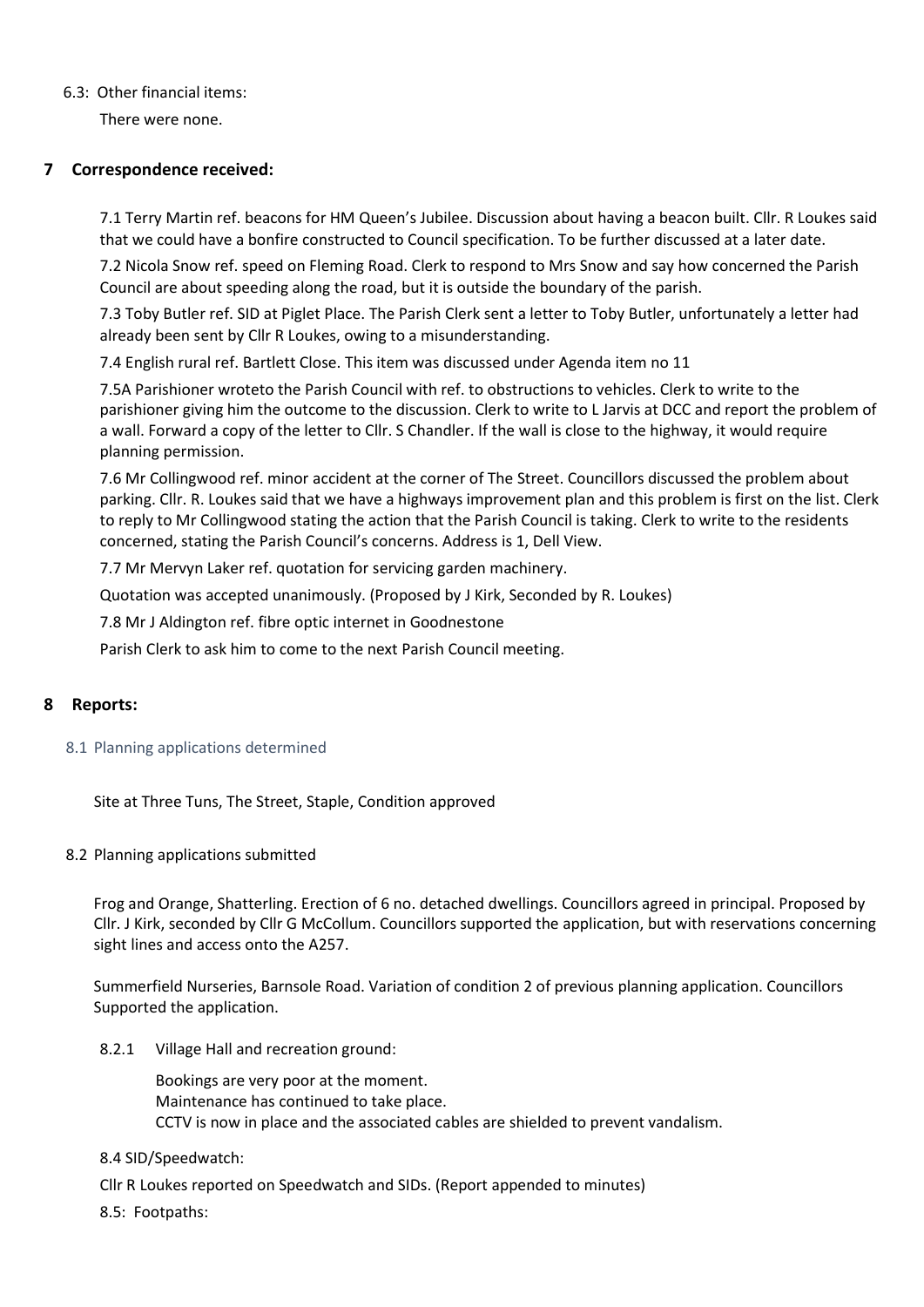6.3: Other financial items:

There were none.

## 7 Correspondence received:

7.1 Terry Martin ref. beacons for HM Queen's Jubilee. Discussion about having a beacon built. Cllr. R Loukes said that we could have a bonfire constructed to Council specification. To be further discussed at a later date.

7.2 Nicola Snow ref. speed on Fleming Road. Clerk to respond to Mrs Snow and say how concerned the Parish Council are about speeding along the road, but it is outside the boundary of the parish.

7.3 Toby Butler ref. SID at Piglet Place. The Parish Clerk sent a letter to Toby Butler, unfortunately a letter had already been sent by Cllr R Loukes, owing to a misunderstanding.

7.4 English rural ref. Bartlett Close. This item was discussed under Agenda item no 11

7.5A Parishioner wroteto the Parish Council with ref. to obstructions to vehicles. Clerk to write to the parishioner giving him the outcome to the discussion. Clerk to write to L Jarvis at DCC and report the problem of a wall. Forward a copy of the letter to Cllr. S Chandler. If the wall is close to the highway, it would require planning permission.

7.6 Mr Collingwood ref. minor accident at the corner of The Street. Councillors discussed the problem about parking. Cllr. R. Loukes said that we have a highways improvement plan and this problem is first on the list. Clerk to reply to Mr Collingwood stating the action that the Parish Council is taking. Clerk to write to the residents concerned, stating the Parish Council's concerns. Address is 1, Dell View.

7.7 Mr Mervyn Laker ref. quotation for servicing garden machinery.

Quotation was accepted unanimously. (Proposed by J Kirk, Seconded by R. Loukes)

7.8 Mr J Aldington ref. fibre optic internet in Goodnestone

Parish Clerk to ask him to come to the next Parish Council meeting.

## 8 Reports:

### 8.1 Planning applications determined

Site at Three Tuns, The Street, Staple, Condition approved

### 8.2 Planning applications submitted

Frog and Orange, Shatterling. Erection of 6 no. detached dwellings. Councillors agreed in principal. Proposed by Cllr. J Kirk, seconded by Cllr G McCollum. Councillors supported the application, but with reservations concerning sight lines and access onto the A257.

Summerfield Nurseries, Barnsole Road. Variation of condition 2 of previous planning application. Councillors Supported the application.

8.2.1 Village Hall and recreation ground:

Bookings are very poor at the moment.
Maintenance has continued to take place.
CCTV is now in place and the associated cables are shielded to prevent vandalism.

8.4 SID/Speedwatch:

Cllr R Loukes reported on Speedwatch and SIDs. (Report appended to minutes)

8.5: Footpaths: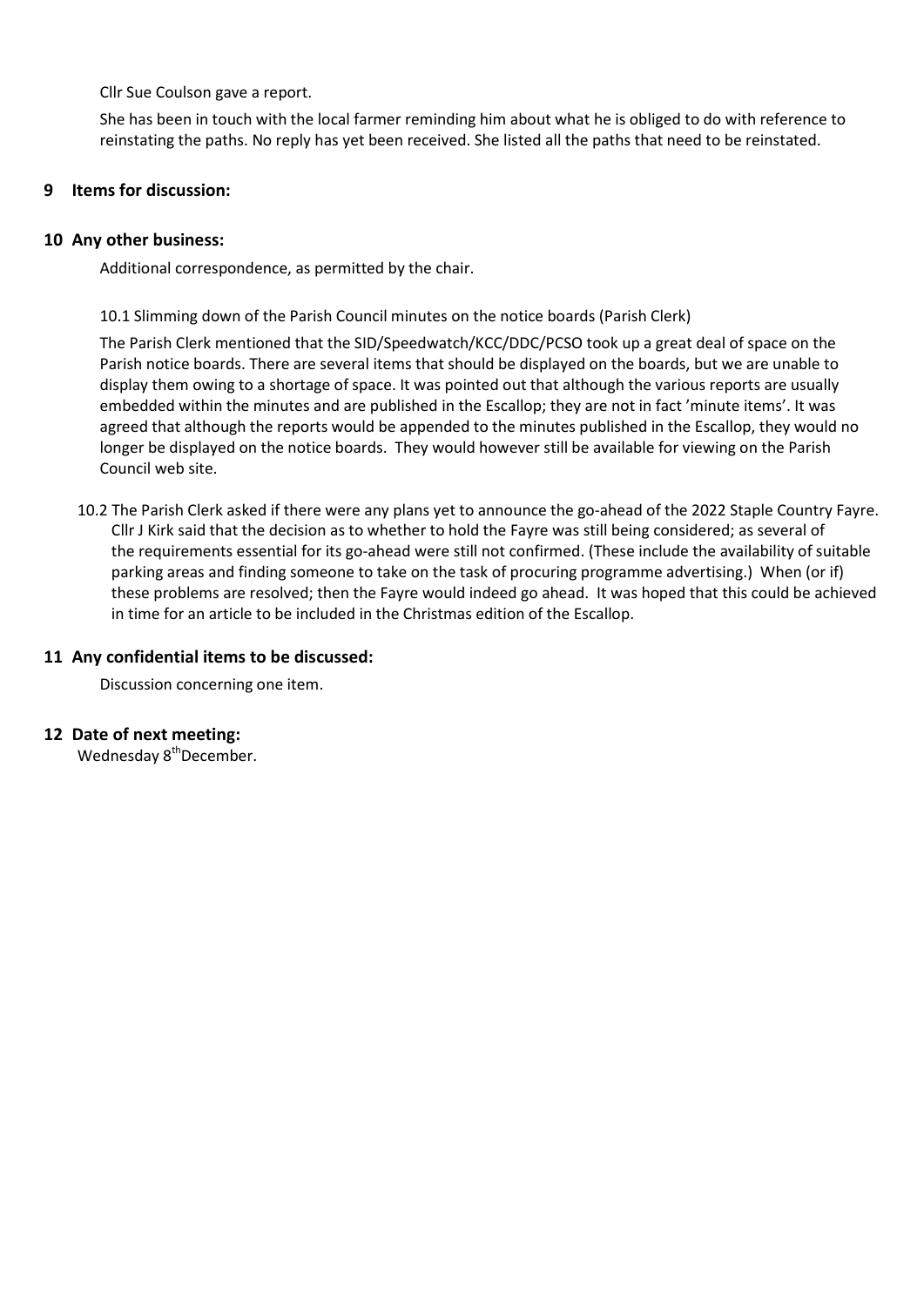Cllr Sue Coulson gave a report.

She has been in touch with the local farmer reminding him about what he is obliged to do with reference to reinstating the paths. No reply has yet been received. She listed all the paths that need to be reinstated.

## 9 Items for discussion:

## 10 Any other business:

Additional correspondence, as permitted by the chair.

10.1 Slimming down of the Parish Council minutes on the notice boards (Parish Clerk)

The Parish Clerk mentioned that the SID/Speedwatch/KCC/DDC/PCSO took up a great deal of space on the Parish notice boards. There are several items that should be displayed on the boards, but we are unable to display them owing to a shortage of space. It was pointed out that although the various reports are usually embedded within the minutes and are published in the Escallop; they are not in fact 'minute items'. It was agreed that although the reports would be appended to the minutes published in the Escallop, they would no longer be displayed on the notice boards. They would however still be available for viewing on the Parish Council web site.

10.2 The Parish Clerk asked if there were any plans yet to announce the go-ahead of the 2022 Staple Country Fayre. Cllr J Kirk said that the decision as to whether to hold the Fayre was still being considered; as several of the requirements essential for its go-ahead were still not confirmed. (These include the availability of suitable parking areas and finding someone to take on the task of procuring programme advertising.) When (or if) these problems are resolved; then the Fayre would indeed go ahead. It was hoped that this could be achieved in time for an article to be included in the Christmas edition of the Escallop.

## 11 Any confidential items to be discussed:

Discussion concerning one item.

## 12 Date of next meeting:

Wednesday 8th December.